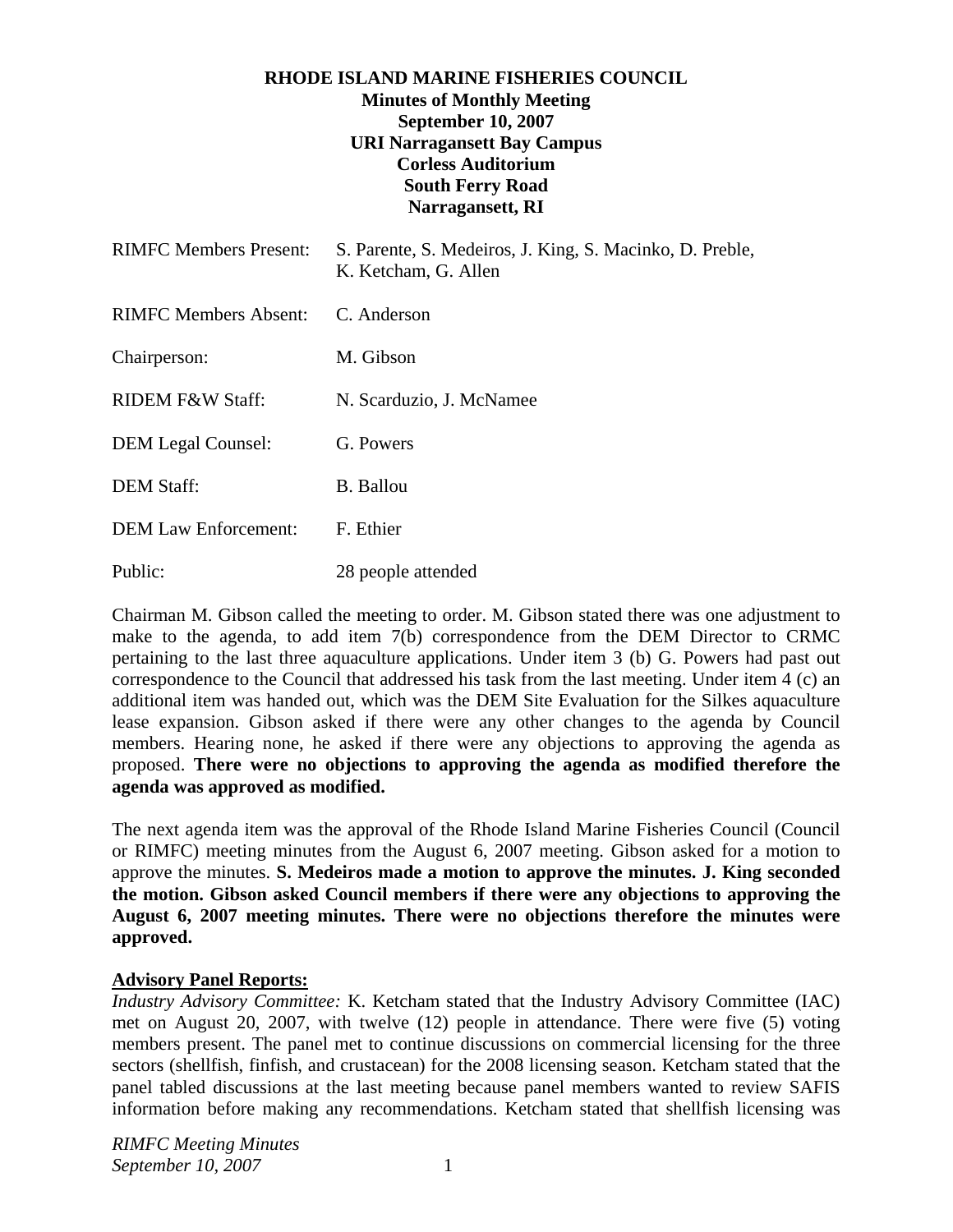**RHODE ISLAND MARINE FISHERIES COUNCIL**
**Minutes of Monthly Meeting**
**September 10, 2007**
**URI Narragansett Bay Campus**
**Corless Auditorium**
**South Ferry Road**
**Narragansett, RI**

| | |
|---|---|
| RIMFC Members Present: | S. Parente, S. Medeiros, J. King, S. Macinko, D. Preble, K. Ketcham, G. Allen |
| RIMFC Members Absent: | C. Anderson |
| Chairperson: | M. Gibson |
| RIDEM F&W Staff: | N. Scarduzio, J. McNamee |
| DEM Legal Counsel: | G. Powers |
| DEM Staff: | B. Ballou |
| DEM Law Enforcement: | F. Ethier |
| Public: | 28 people attended |

Chairman M. Gibson called the meeting to order. M. Gibson stated there was one adjustment to make to the agenda, to add item 7(b) correspondence from the DEM Director to CRMC pertaining to the last three aquaculture applications. Under item 3 (b) G. Powers had past out correspondence to the Council that addressed his task from the last meeting. Under item 4 (c) an additional item was handed out, which was the DEM Site Evaluation for the Silkes aquaculture lease expansion. Gibson asked if there were any other changes to the agenda by Council members. Hearing none, he asked if there were any objections to approving the agenda as proposed. **There were no objections to approving the agenda as modified therefore the agenda was approved as modified.**

The next agenda item was the approval of the Rhode Island Marine Fisheries Council (Council or RIMFC) meeting minutes from the August 6, 2007 meeting. Gibson asked for a motion to approve the minutes. **S. Medeiros made a motion to approve the minutes. J. King seconded the motion. Gibson asked Council members if there were any objections to approving the August 6, 2007 meeting minutes. There were no objections therefore the minutes were approved.**

**Advisory Panel Reports:**

*Industry Advisory Committee:* K. Ketcham stated that the Industry Advisory Committee (IAC) met on August 20, 2007, with twelve (12) people in attendance. There were five (5) voting members present. The panel met to continue discussions on commercial licensing for the three sectors (shellfish, finfish, and crustacean) for the 2008 licensing season. Ketcham stated that the panel tabled discussions at the last meeting because panel members wanted to review SAFIS information before making any recommendations. Ketcham stated that shellfish licensing was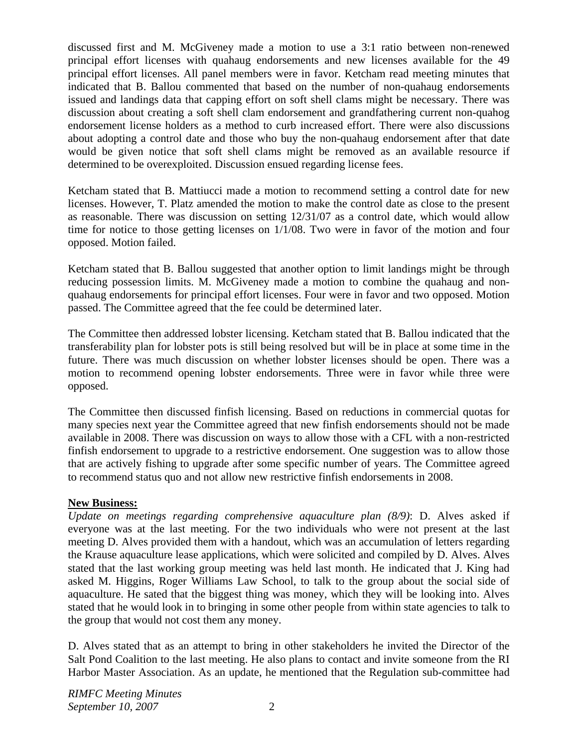discussed first and M. McGiveney made a motion to use a 3:1 ratio between non-renewed principal effort licenses with quahaug endorsements and new licenses available for the 49 principal effort licenses. All panel members were in favor. Ketcham read meeting minutes that indicated that B. Ballou commented that based on the number of non-quahaug endorsements issued and landings data that capping effort on soft shell clams might be necessary. There was discussion about creating a soft shell clam endorsement and grandfathering current non-quahog endorsement license holders as a method to curb increased effort. There were also discussions about adopting a control date and those who buy the non-quahaug endorsement after that date would be given notice that soft shell clams might be removed as an available resource if determined to be overexploited. Discussion ensued regarding license fees.

Ketcham stated that B. Mattiucci made a motion to recommend setting a control date for new licenses. However, T. Platz amended the motion to make the control date as close to the present as reasonable. There was discussion on setting 12/31/07 as a control date, which would allow time for notice to those getting licenses on 1/1/08. Two were in favor of the motion and four opposed. Motion failed.

Ketcham stated that B. Ballou suggested that another option to limit landings might be through reducing possession limits. M. McGiveney made a motion to combine the quahaug and non-quahaug endorsements for principal effort licenses. Four were in favor and two opposed. Motion passed. The Committee agreed that the fee could be determined later.

The Committee then addressed lobster licensing. Ketcham stated that B. Ballou indicated that the transferability plan for lobster pots is still being resolved but will be in place at some time in the future. There was much discussion on whether lobster licenses should be open. There was a motion to recommend opening lobster endorsements. Three were in favor while three were opposed.

The Committee then discussed finfish licensing. Based on reductions in commercial quotas for many species next year the Committee agreed that new finfish endorsements should not be made available in 2008. There was discussion on ways to allow those with a CFL with a non-restricted finfish endorsement to upgrade to a restrictive endorsement. One suggestion was to allow those that are actively fishing to upgrade after some specific number of years. The Committee agreed to recommend status quo and not allow new restrictive finfish endorsements in 2008.

**New Business:**

*Update on meetings regarding comprehensive aquaculture plan (8/9)*: D. Alves asked if everyone was at the last meeting. For the two individuals who were not present at the last meeting D. Alves provided them with a handout, which was an accumulation of letters regarding the Krause aquaculture lease applications, which were solicited and compiled by D. Alves. Alves stated that the last working group meeting was held last month. He indicated that J. King had asked M. Higgins, Roger Williams Law School, to talk to the group about the social side of aquaculture. He sated that the biggest thing was money, which they will be looking into. Alves stated that he would look in to bringing in some other people from within state agencies to talk to the group that would not cost them any money.

D. Alves stated that as an attempt to bring in other stakeholders he invited the Director of the Salt Pond Coalition to the last meeting. He also plans to contact and invite someone from the RI Harbor Master Association. As an update, he mentioned that the Regulation sub-committee had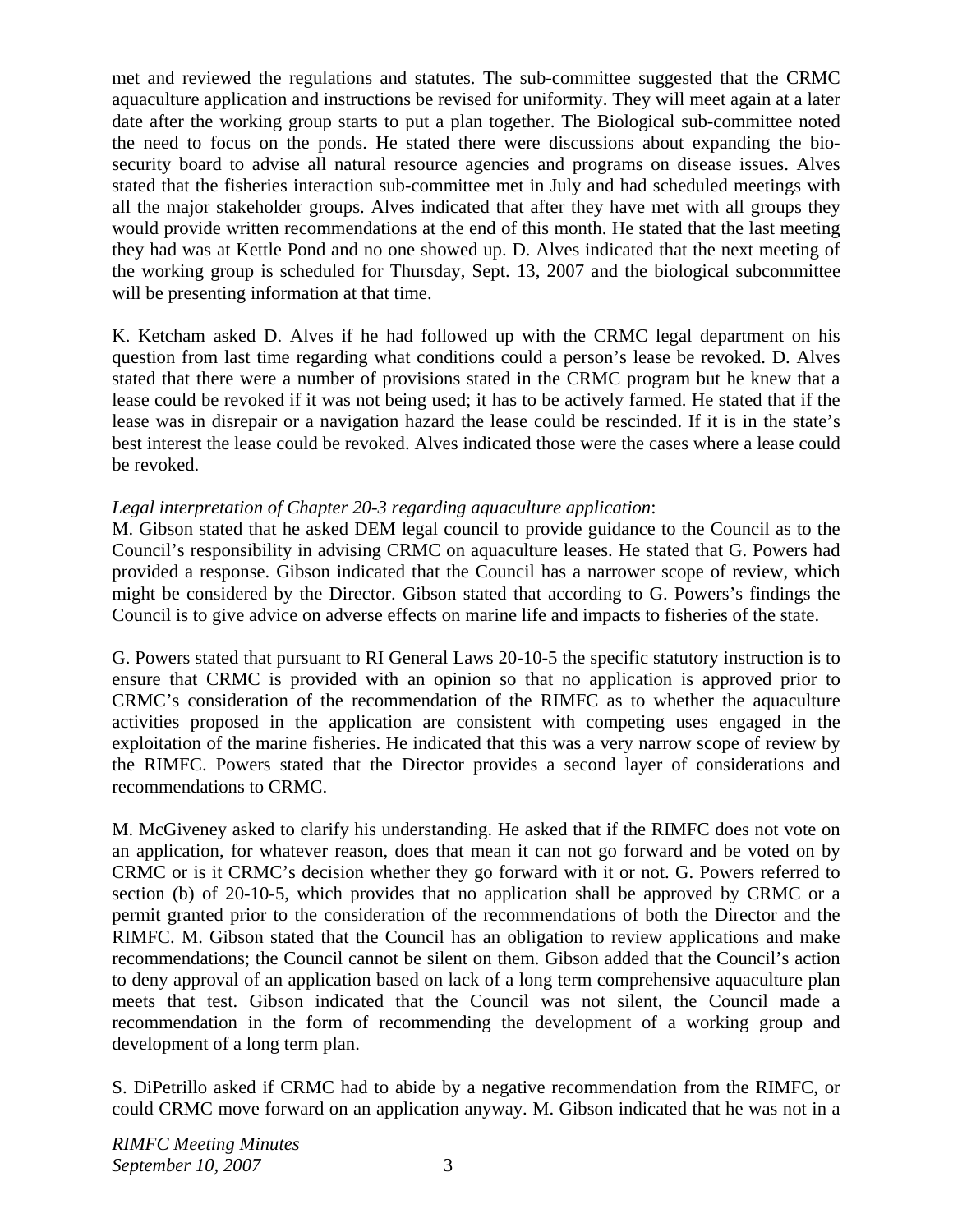met and reviewed the regulations and statutes. The sub-committee suggested that the CRMC aquaculture application and instructions be revised for uniformity. They will meet again at a later date after the working group starts to put a plan together. The Biological sub-committee noted the need to focus on the ponds. He stated there were discussions about expanding the bio-security board to advise all natural resource agencies and programs on disease issues. Alves stated that the fisheries interaction sub-committee met in July and had scheduled meetings with all the major stakeholder groups. Alves indicated that after they have met with all groups they would provide written recommendations at the end of this month. He stated that the last meeting they had was at Kettle Pond and no one showed up. D. Alves indicated that the next meeting of the working group is scheduled for Thursday, Sept. 13, 2007 and the biological subcommittee will be presenting information at that time.

K. Ketcham asked D. Alves if he had followed up with the CRMC legal department on his question from last time regarding what conditions could a person's lease be revoked. D. Alves stated that there were a number of provisions stated in the CRMC program but he knew that a lease could be revoked if it was not being used; it has to be actively farmed. He stated that if the lease was in disrepair or a navigation hazard the lease could be rescinded. If it is in the state's best interest the lease could be revoked. Alves indicated those were the cases where a lease could be revoked.

*Legal interpretation of Chapter 20-3 regarding aquaculture application*:
M. Gibson stated that he asked DEM legal council to provide guidance to the Council as to the Council's responsibility in advising CRMC on aquaculture leases. He stated that G. Powers had provided a response. Gibson indicated that the Council has a narrower scope of review, which might be considered by the Director. Gibson stated that according to G. Powers's findings the Council is to give advice on adverse effects on marine life and impacts to fisheries of the state.

G. Powers stated that pursuant to RI General Laws 20-10-5 the specific statutory instruction is to ensure that CRMC is provided with an opinion so that no application is approved prior to CRMC's consideration of the recommendation of the RIMFC as to whether the aquaculture activities proposed in the application are consistent with competing uses engaged in the exploitation of the marine fisheries. He indicated that this was a very narrow scope of review by the RIMFC. Powers stated that the Director provides a second layer of considerations and recommendations to CRMC.

M. McGiveney asked to clarify his understanding. He asked that if the RIMFC does not vote on an application, for whatever reason, does that mean it can not go forward and be voted on by CRMC or is it CRMC's decision whether they go forward with it or not. G. Powers referred to section (b) of 20-10-5, which provides that no application shall be approved by CRMC or a permit granted prior to the consideration of the recommendations of both the Director and the RIMFC. M. Gibson stated that the Council has an obligation to review applications and make recommendations; the Council cannot be silent on them. Gibson added that the Council's action to deny approval of an application based on lack of a long term comprehensive aquaculture plan meets that test. Gibson indicated that the Council was not silent, the Council made a recommendation in the form of recommending the development of a working group and development of a long term plan.

S. DiPetrillo asked if CRMC had to abide by a negative recommendation from the RIMFC, or could CRMC move forward on an application anyway. M. Gibson indicated that he was not in a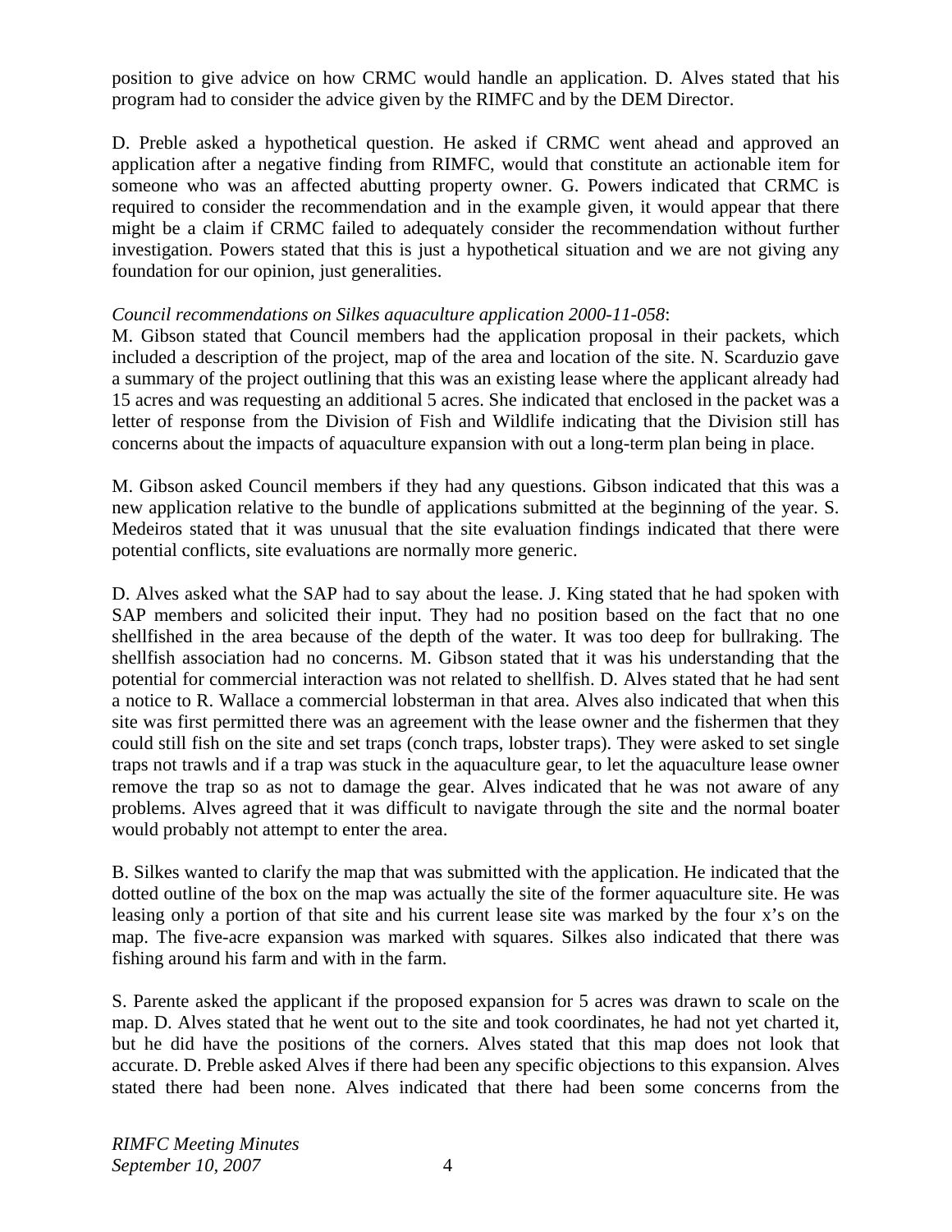position to give advice on how CRMC would handle an application. D. Alves stated that his program had to consider the advice given by the RIMFC and by the DEM Director.

D. Preble asked a hypothetical question. He asked if CRMC went ahead and approved an application after a negative finding from RIMFC, would that constitute an actionable item for someone who was an affected abutting property owner. G. Powers indicated that CRMC is required to consider the recommendation and in the example given, it would appear that there might be a claim if CRMC failed to adequately consider the recommendation without further investigation. Powers stated that this is just a hypothetical situation and we are not giving any foundation for our opinion, just generalities.

*Council recommendations on Silkes aquaculture application 2000-11-058*:

M. Gibson stated that Council members had the application proposal in their packets, which included a description of the project, map of the area and location of the site. N. Scarduzio gave a summary of the project outlining that this was an existing lease where the applicant already had 15 acres and was requesting an additional 5 acres. She indicated that enclosed in the packet was a letter of response from the Division of Fish and Wildlife indicating that the Division still has concerns about the impacts of aquaculture expansion with out a long-term plan being in place.

M. Gibson asked Council members if they had any questions. Gibson indicated that this was a new application relative to the bundle of applications submitted at the beginning of the year. S. Medeiros stated that it was unusual that the site evaluation findings indicated that there were potential conflicts, site evaluations are normally more generic.

D. Alves asked what the SAP had to say about the lease. J. King stated that he had spoken with SAP members and solicited their input. They had no position based on the fact that no one shellfished in the area because of the depth of the water. It was too deep for bullraking. The shellfish association had no concerns. M. Gibson stated that it was his understanding that the potential for commercial interaction was not related to shellfish. D. Alves stated that he had sent a notice to R. Wallace a commercial lobsterman in that area. Alves also indicated that when this site was first permitted there was an agreement with the lease owner and the fishermen that they could still fish on the site and set traps (conch traps, lobster traps). They were asked to set single traps not trawls and if a trap was stuck in the aquaculture gear, to let the aquaculture lease owner remove the trap so as not to damage the gear. Alves indicated that he was not aware of any problems. Alves agreed that it was difficult to navigate through the site and the normal boater would probably not attempt to enter the area.

B. Silkes wanted to clarify the map that was submitted with the application. He indicated that the dotted outline of the box on the map was actually the site of the former aquaculture site. He was leasing only a portion of that site and his current lease site was marked by the four x's on the map. The five-acre expansion was marked with squares. Silkes also indicated that there was fishing around his farm and with in the farm.

S. Parente asked the applicant if the proposed expansion for 5 acres was drawn to scale on the map. D. Alves stated that he went out to the site and took coordinates, he had not yet charted it, but he did have the positions of the corners. Alves stated that this map does not look that accurate. D. Preble asked Alves if there had been any specific objections to this expansion. Alves stated there had been none. Alves indicated that there had been some concerns from the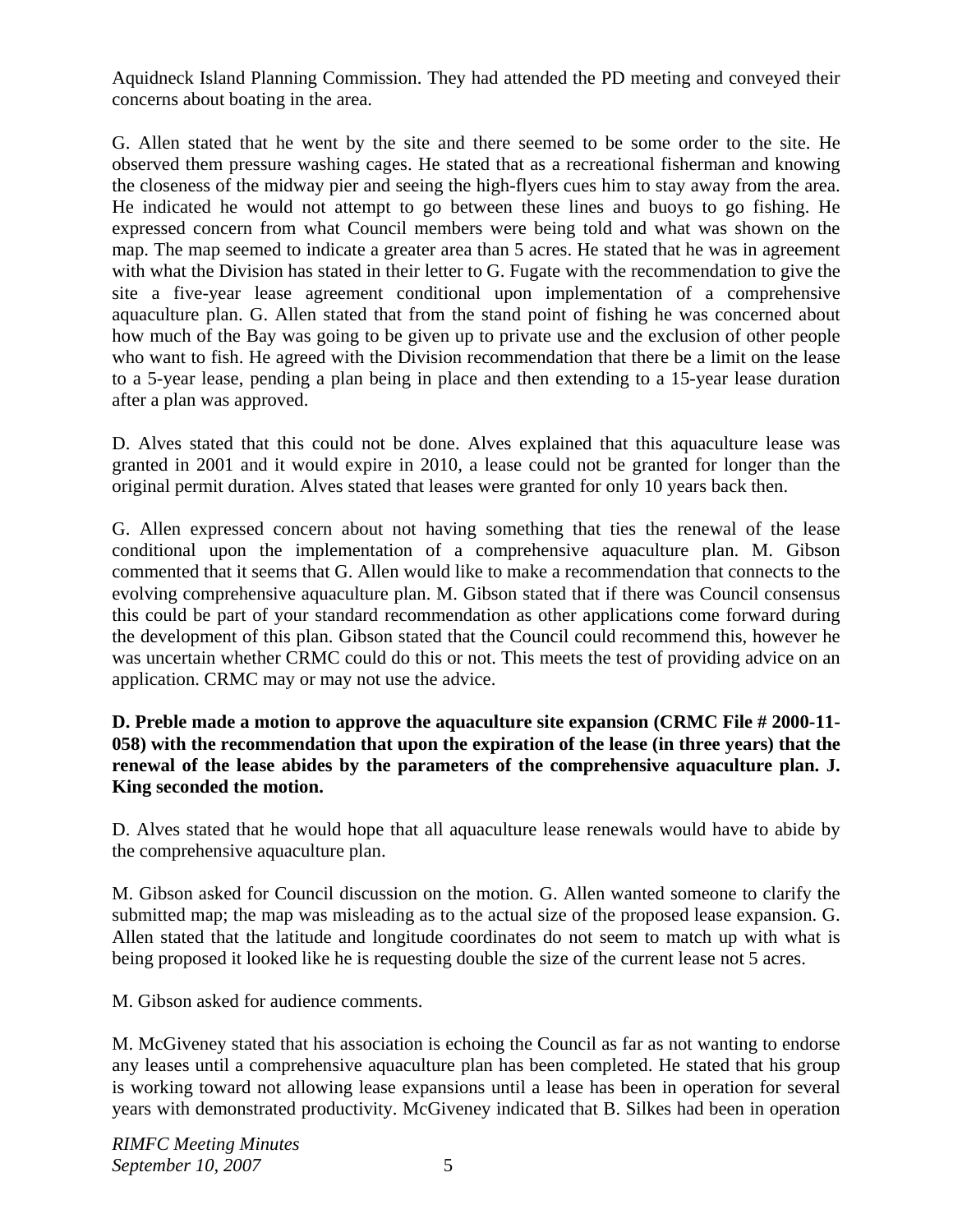Aquidneck Island Planning Commission. They had attended the PD meeting and conveyed their concerns about boating in the area.

G. Allen stated that he went by the site and there seemed to be some order to the site. He observed them pressure washing cages. He stated that as a recreational fisherman and knowing the closeness of the midway pier and seeing the high-flyers cues him to stay away from the area. He indicated he would not attempt to go between these lines and buoys to go fishing. He expressed concern from what Council members were being told and what was shown on the map. The map seemed to indicate a greater area than 5 acres. He stated that he was in agreement with what the Division has stated in their letter to G. Fugate with the recommendation to give the site a five-year lease agreement conditional upon implementation of a comprehensive aquaculture plan. G. Allen stated that from the stand point of fishing he was concerned about how much of the Bay was going to be given up to private use and the exclusion of other people who want to fish. He agreed with the Division recommendation that there be a limit on the lease to a 5-year lease, pending a plan being in place and then extending to a 15-year lease duration after a plan was approved.

D. Alves stated that this could not be done. Alves explained that this aquaculture lease was granted in 2001 and it would expire in 2010, a lease could not be granted for longer than the original permit duration. Alves stated that leases were granted for only 10 years back then.

G. Allen expressed concern about not having something that ties the renewal of the lease conditional upon the implementation of a comprehensive aquaculture plan. M. Gibson commented that it seems that G. Allen would like to make a recommendation that connects to the evolving comprehensive aquaculture plan. M. Gibson stated that if there was Council consensus this could be part of your standard recommendation as other applications come forward during the development of this plan. Gibson stated that the Council could recommend this, however he was uncertain whether CRMC could do this or not. This meets the test of providing advice on an application. CRMC may or may not use the advice.

**D. Preble made a motion to approve the aquaculture site expansion (CRMC File # 2000-11-058) with the recommendation that upon the expiration of the lease (in three years) that the renewal of the lease abides by the parameters of the comprehensive aquaculture plan. J. King seconded the motion.**

D. Alves stated that he would hope that all aquaculture lease renewals would have to abide by the comprehensive aquaculture plan.

M. Gibson asked for Council discussion on the motion. G. Allen wanted someone to clarify the submitted map; the map was misleading as to the actual size of the proposed lease expansion. G. Allen stated that the latitude and longitude coordinates do not seem to match up with what is being proposed it looked like he is requesting double the size of the current lease not 5 acres.

M. Gibson asked for audience comments.

M. McGiveney stated that his association is echoing the Council as far as not wanting to endorse any leases until a comprehensive aquaculture plan has been completed. He stated that his group is working toward not allowing lease expansions until a lease has been in operation for several years with demonstrated productivity. McGiveney indicated that B. Silkes had been in operation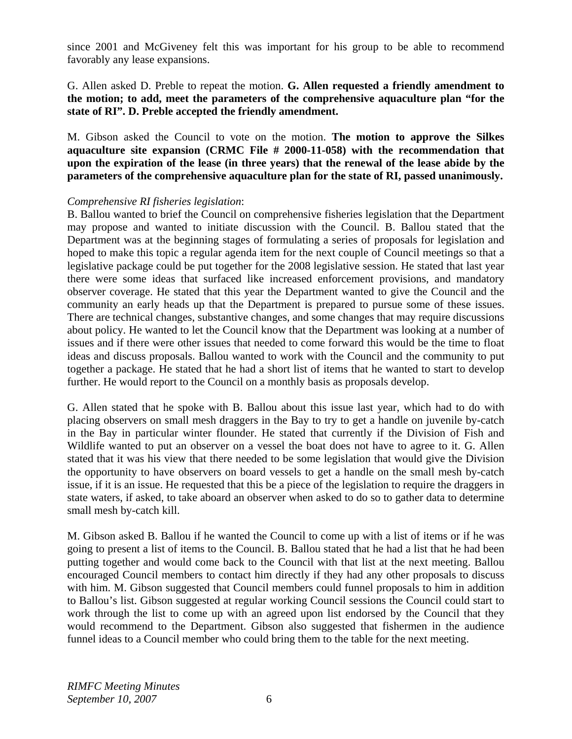since 2001 and McGiveney felt this was important for his group to be able to recommend favorably any lease expansions.

G. Allen asked D. Preble to repeat the motion. **G. Allen requested a friendly amendment to the motion; to add, meet the parameters of the comprehensive aquaculture plan "for the state of RI". D. Preble accepted the friendly amendment.**

M. Gibson asked the Council to vote on the motion. **The motion to approve the Silkes aquaculture site expansion (CRMC File # 2000-11-058) with the recommendation that upon the expiration of the lease (in three years) that the renewal of the lease abide by the parameters of the comprehensive aquaculture plan for the state of RI, passed unanimously.**

*Comprehensive RI fisheries legislation*:
B. Ballou wanted to brief the Council on comprehensive fisheries legislation that the Department may propose and wanted to initiate discussion with the Council. B. Ballou stated that the Department was at the beginning stages of formulating a series of proposals for legislation and hoped to make this topic a regular agenda item for the next couple of Council meetings so that a legislative package could be put together for the 2008 legislative session. He stated that last year there were some ideas that surfaced like increased enforcement provisions, and mandatory observer coverage. He stated that this year the Department wanted to give the Council and the community an early heads up that the Department is prepared to pursue some of these issues. There are technical changes, substantive changes, and some changes that may require discussions about policy. He wanted to let the Council know that the Department was looking at a number of issues and if there were other issues that needed to come forward this would be the time to float ideas and discuss proposals. Ballou wanted to work with the Council and the community to put together a package. He stated that he had a short list of items that he wanted to start to develop further. He would report to the Council on a monthly basis as proposals develop.

G. Allen stated that he spoke with B. Ballou about this issue last year, which had to do with placing observers on small mesh draggers in the Bay to try to get a handle on juvenile by-catch in the Bay in particular winter flounder. He stated that currently if the Division of Fish and Wildlife wanted to put an observer on a vessel the boat does not have to agree to it. G. Allen stated that it was his view that there needed to be some legislation that would give the Division the opportunity to have observers on board vessels to get a handle on the small mesh by-catch issue, if it is an issue. He requested that this be a piece of the legislation to require the draggers in state waters, if asked, to take aboard an observer when asked to do so to gather data to determine small mesh by-catch kill.

M. Gibson asked B. Ballou if he wanted the Council to come up with a list of items or if he was going to present a list of items to the Council. B. Ballou stated that he had a list that he had been putting together and would come back to the Council with that list at the next meeting. Ballou encouraged Council members to contact him directly if they had any other proposals to discuss with him. M. Gibson suggested that Council members could funnel proposals to him in addition to Ballou's list. Gibson suggested at regular working Council sessions the Council could start to work through the list to come up with an agreed upon list endorsed by the Council that they would recommend to the Department. Gibson also suggested that fishermen in the audience funnel ideas to a Council member who could bring them to the table for the next meeting.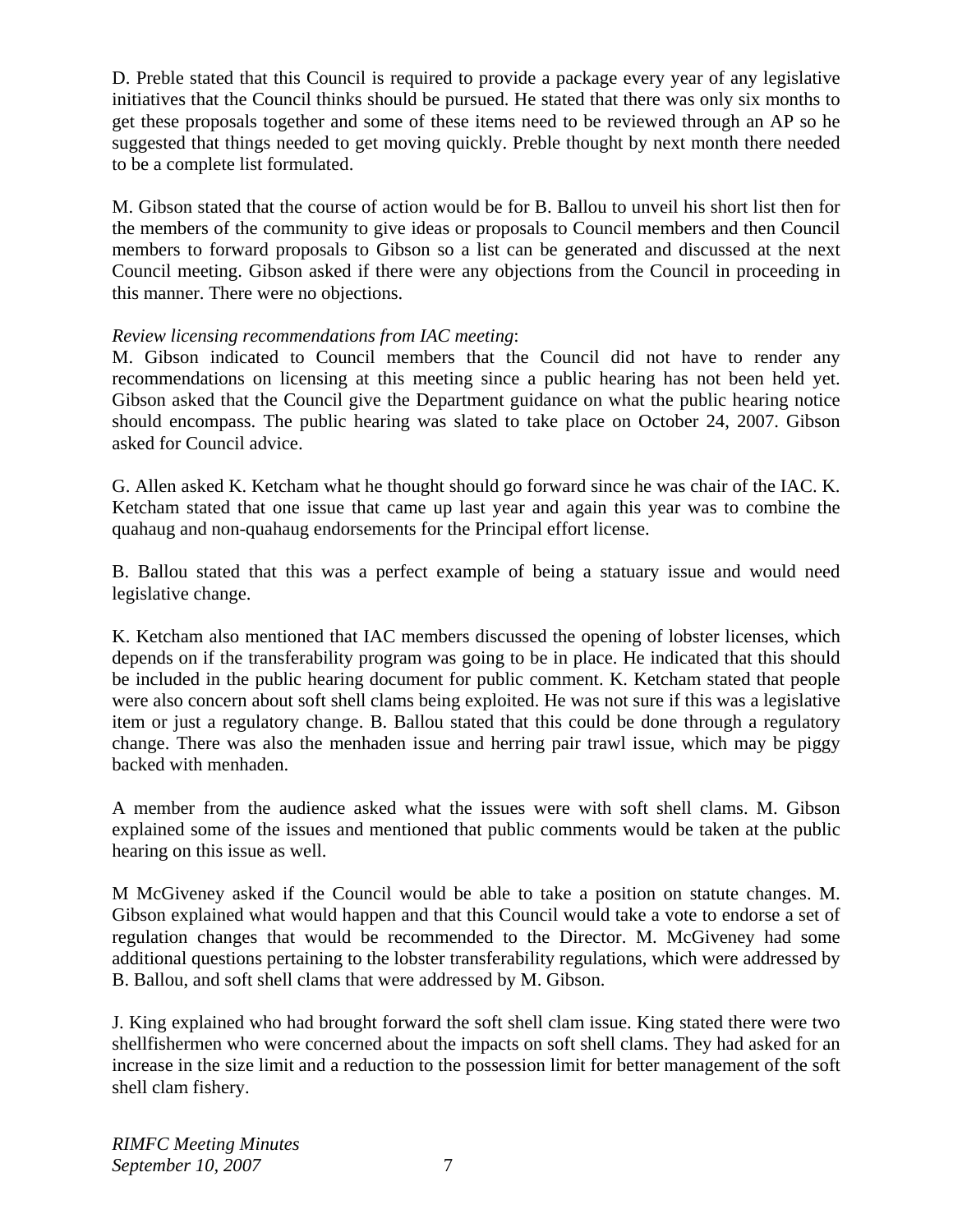D. Preble stated that this Council is required to provide a package every year of any legislative initiatives that the Council thinks should be pursued. He stated that there was only six months to get these proposals together and some of these items need to be reviewed through an AP so he suggested that things needed to get moving quickly. Preble thought by next month there needed to be a complete list formulated.

M. Gibson stated that the course of action would be for B. Ballou to unveil his short list then for the members of the community to give ideas or proposals to Council members and then Council members to forward proposals to Gibson so a list can be generated and discussed at the next Council meeting. Gibson asked if there were any objections from the Council in proceeding in this manner. There were no objections.

*Review licensing recommendations from IAC meeting*:
M. Gibson indicated to Council members that the Council did not have to render any recommendations on licensing at this meeting since a public hearing has not been held yet. Gibson asked that the Council give the Department guidance on what the public hearing notice should encompass. The public hearing was slated to take place on October 24, 2007. Gibson asked for Council advice.

G. Allen asked K. Ketcham what he thought should go forward since he was chair of the IAC. K. Ketcham stated that one issue that came up last year and again this year was to combine the quahaug and non-quahaug endorsements for the Principal effort license.

B. Ballou stated that this was a perfect example of being a statuary issue and would need legislative change.

K. Ketcham also mentioned that IAC members discussed the opening of lobster licenses, which depends on if the transferability program was going to be in place. He indicated that this should be included in the public hearing document for public comment. K. Ketcham stated that people were also concern about soft shell clams being exploited. He was not sure if this was a legislative item or just a regulatory change. B. Ballou stated that this could be done through a regulatory change. There was also the menhaden issue and herring pair trawl issue, which may be piggy backed with menhaden.

A member from the audience asked what the issues were with soft shell clams. M. Gibson explained some of the issues and mentioned that public comments would be taken at the public hearing on this issue as well.

M McGiveney asked if the Council would be able to take a position on statute changes. M. Gibson explained what would happen and that this Council would take a vote to endorse a set of regulation changes that would be recommended to the Director. M. McGiveney had some additional questions pertaining to the lobster transferability regulations, which were addressed by B. Ballou, and soft shell clams that were addressed by M. Gibson.

J. King explained who had brought forward the soft shell clam issue. King stated there were two shellfishermen who were concerned about the impacts on soft shell clams. They had asked for an increase in the size limit and a reduction to the possession limit for better management of the soft shell clam fishery.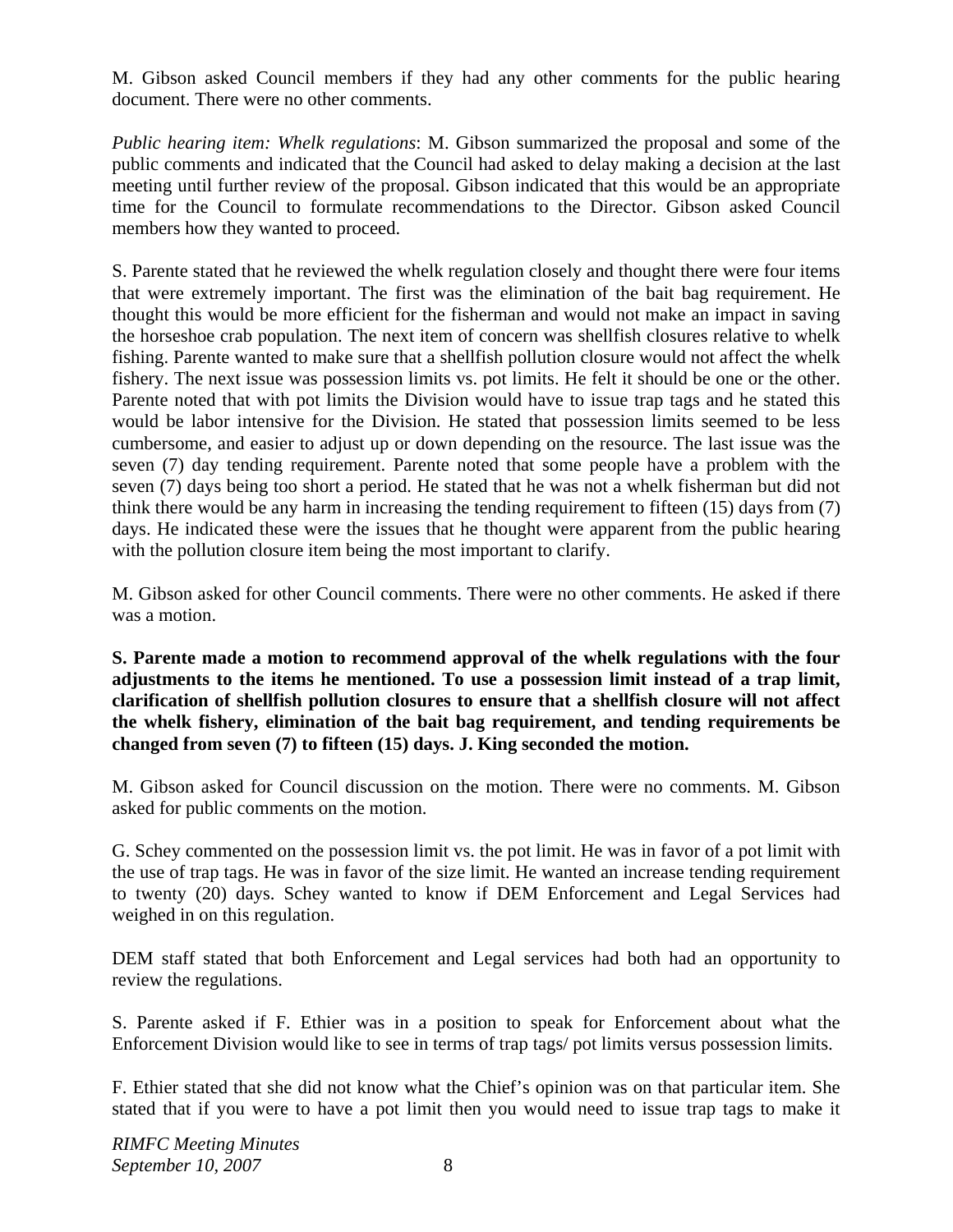M. Gibson asked Council members if they had any other comments for the public hearing document. There were no other comments.

*Public hearing item: Whelk regulations*: M. Gibson summarized the proposal and some of the public comments and indicated that the Council had asked to delay making a decision at the last meeting until further review of the proposal. Gibson indicated that this would be an appropriate time for the Council to formulate recommendations to the Director. Gibson asked Council members how they wanted to proceed.

S. Parente stated that he reviewed the whelk regulation closely and thought there were four items that were extremely important. The first was the elimination of the bait bag requirement. He thought this would be more efficient for the fisherman and would not make an impact in saving the horseshoe crab population. The next item of concern was shellfish closures relative to whelk fishing. Parente wanted to make sure that a shellfish pollution closure would not affect the whelk fishery. The next issue was possession limits vs. pot limits. He felt it should be one or the other. Parente noted that with pot limits the Division would have to issue trap tags and he stated this would be labor intensive for the Division. He stated that possession limits seemed to be less cumbersome, and easier to adjust up or down depending on the resource. The last issue was the seven (7) day tending requirement. Parente noted that some people have a problem with the seven (7) days being too short a period. He stated that he was not a whelk fisherman but did not think there would be any harm in increasing the tending requirement to fifteen (15) days from (7) days. He indicated these were the issues that he thought were apparent from the public hearing with the pollution closure item being the most important to clarify.

M. Gibson asked for other Council comments. There were no other comments. He asked if there was a motion.

**S. Parente made a motion to recommend approval of the whelk regulations with the four adjustments to the items he mentioned. To use a possession limit instead of a trap limit, clarification of shellfish pollution closures to ensure that a shellfish closure will not affect the whelk fishery, elimination of the bait bag requirement, and tending requirements be changed from seven (7) to fifteen (15) days. J. King seconded the motion.**

M. Gibson asked for Council discussion on the motion. There were no comments. M. Gibson asked for public comments on the motion.

G. Schey commented on the possession limit vs. the pot limit. He was in favor of a pot limit with the use of trap tags. He was in favor of the size limit. He wanted an increase tending requirement to twenty (20) days. Schey wanted to know if DEM Enforcement and Legal Services had weighed in on this regulation.

DEM staff stated that both Enforcement and Legal services had both had an opportunity to review the regulations.

S. Parente asked if F. Ethier was in a position to speak for Enforcement about what the Enforcement Division would like to see in terms of trap tags/ pot limits versus possession limits.

F. Ethier stated that she did not know what the Chief's opinion was on that particular item. She stated that if you were to have a pot limit then you would need to issue trap tags to make it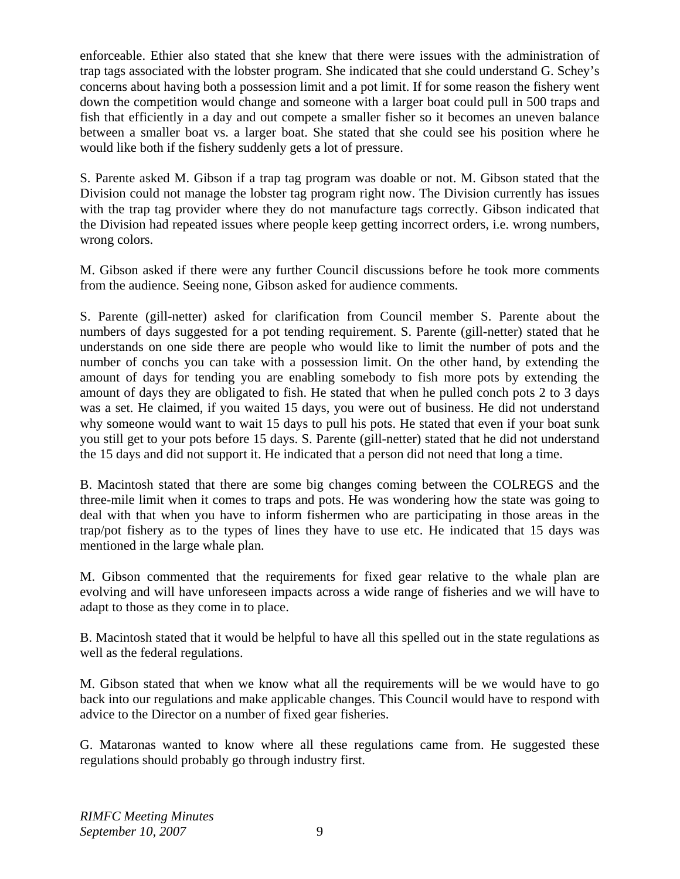enforceable. Ethier also stated that she knew that there were issues with the administration of trap tags associated with the lobster program. She indicated that she could understand G. Schey's concerns about having both a possession limit and a pot limit. If for some reason the fishery went down the competition would change and someone with a larger boat could pull in 500 traps and fish that efficiently in a day and out compete a smaller fisher so it becomes an uneven balance between a smaller boat vs. a larger boat. She stated that she could see his position where he would like both if the fishery suddenly gets a lot of pressure.

S. Parente asked M. Gibson if a trap tag program was doable or not. M. Gibson stated that the Division could not manage the lobster tag program right now. The Division currently has issues with the trap tag provider where they do not manufacture tags correctly. Gibson indicated that the Division had repeated issues where people keep getting incorrect orders, i.e. wrong numbers, wrong colors.

M. Gibson asked if there were any further Council discussions before he took more comments from the audience. Seeing none, Gibson asked for audience comments.

S. Parente (gill-netter) asked for clarification from Council member S. Parente about the numbers of days suggested for a pot tending requirement. S. Parente (gill-netter) stated that he understands on one side there are people who would like to limit the number of pots and the number of conchs you can take with a possession limit. On the other hand, by extending the amount of days for tending you are enabling somebody to fish more pots by extending the amount of days they are obligated to fish. He stated that when he pulled conch pots 2 to 3 days was a set. He claimed, if you waited 15 days, you were out of business. He did not understand why someone would want to wait 15 days to pull his pots. He stated that even if your boat sunk you still get to your pots before 15 days. S. Parente (gill-netter) stated that he did not understand the 15 days and did not support it. He indicated that a person did not need that long a time.

B. Macintosh stated that there are some big changes coming between the COLREGS and the three-mile limit when it comes to traps and pots. He was wondering how the state was going to deal with that when you have to inform fishermen who are participating in those areas in the trap/pot fishery as to the types of lines they have to use etc. He indicated that 15 days was mentioned in the large whale plan.

M. Gibson commented that the requirements for fixed gear relative to the whale plan are evolving and will have unforeseen impacts across a wide range of fisheries and we will have to adapt to those as they come in to place.

B. Macintosh stated that it would be helpful to have all this spelled out in the state regulations as well as the federal regulations.

M. Gibson stated that when we know what all the requirements will be we would have to go back into our regulations and make applicable changes. This Council would have to respond with advice to the Director on a number of fixed gear fisheries.

G. Mataronas wanted to know where all these regulations came from. He suggested these regulations should probably go through industry first.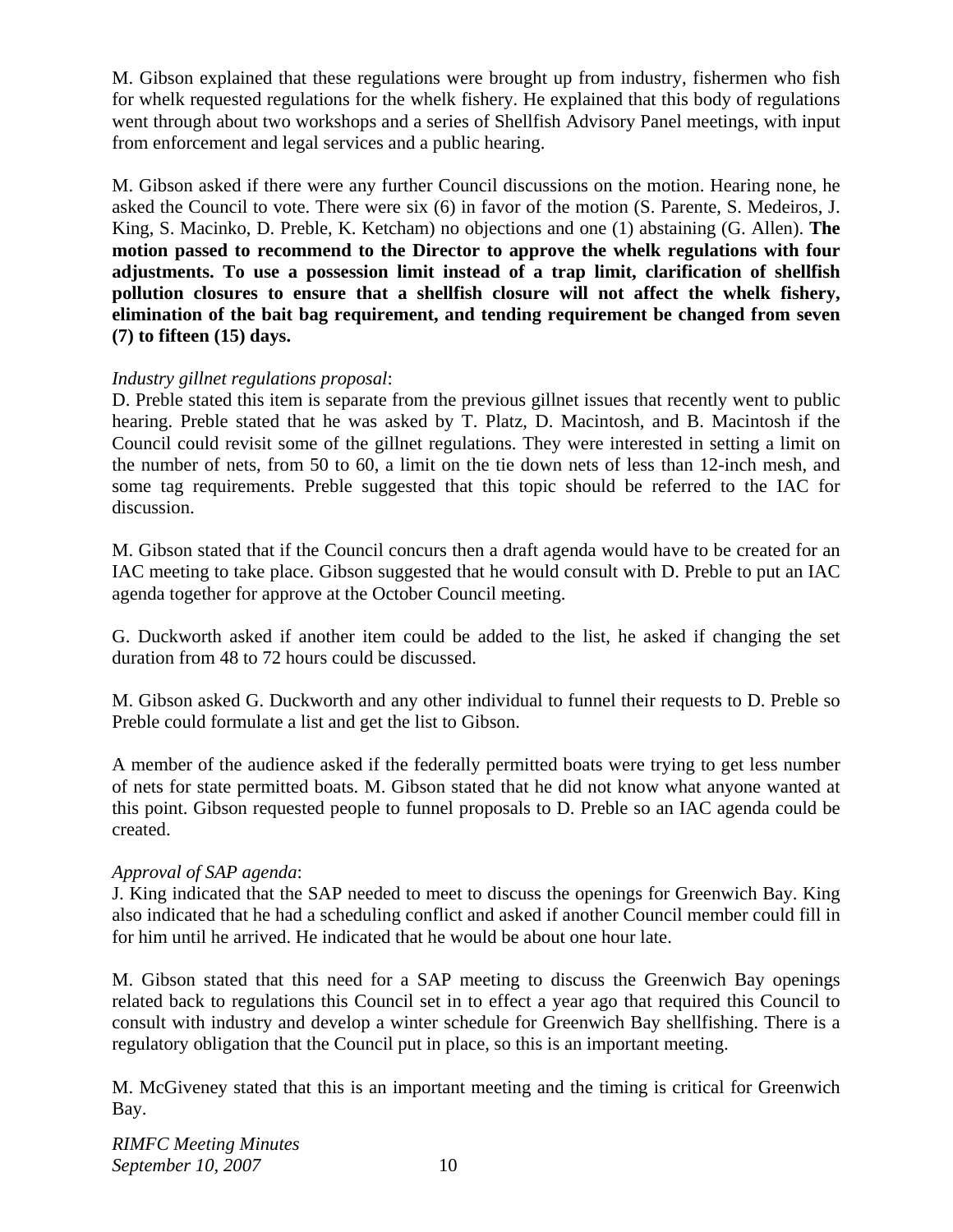M. Gibson explained that these regulations were brought up from industry, fishermen who fish for whelk requested regulations for the whelk fishery. He explained that this body of regulations went through about two workshops and a series of Shellfish Advisory Panel meetings, with input from enforcement and legal services and a public hearing.

M. Gibson asked if there were any further Council discussions on the motion. Hearing none, he asked the Council to vote. There were six (6) in favor of the motion (S. Parente, S. Medeiros, J. King, S. Macinko, D. Preble, K. Ketcham) no objections and one (1) abstaining (G. Allen). **The motion passed to recommend to the Director to approve the whelk regulations with four adjustments. To use a possession limit instead of a trap limit, clarification of shellfish pollution closures to ensure that a shellfish closure will not affect the whelk fishery, elimination of the bait bag requirement, and tending requirement be changed from seven (7) to fifteen (15) days.**

*Industry gillnet regulations proposal*:

D. Preble stated this item is separate from the previous gillnet issues that recently went to public hearing. Preble stated that he was asked by T. Platz, D. Macintosh, and B. Macintosh if the Council could revisit some of the gillnet regulations. They were interested in setting a limit on the number of nets, from 50 to 60, a limit on the tie down nets of less than 12-inch mesh, and some tag requirements. Preble suggested that this topic should be referred to the IAC for discussion.

M. Gibson stated that if the Council concurs then a draft agenda would have to be created for an IAC meeting to take place. Gibson suggested that he would consult with D. Preble to put an IAC agenda together for approve at the October Council meeting.

G. Duckworth asked if another item could be added to the list, he asked if changing the set duration from 48 to 72 hours could be discussed.

M. Gibson asked G. Duckworth and any other individual to funnel their requests to D. Preble so Preble could formulate a list and get the list to Gibson.

A member of the audience asked if the federally permitted boats were trying to get less number of nets for state permitted boats. M. Gibson stated that he did not know what anyone wanted at this point. Gibson requested people to funnel proposals to D. Preble so an IAC agenda could be created.

*Approval of SAP agenda*:

J. King indicated that the SAP needed to meet to discuss the openings for Greenwich Bay. King also indicated that he had a scheduling conflict and asked if another Council member could fill in for him until he arrived. He indicated that he would be about one hour late.

M. Gibson stated that this need for a SAP meeting to discuss the Greenwich Bay openings related back to regulations this Council set in to effect a year ago that required this Council to consult with industry and develop a winter schedule for Greenwich Bay shellfishing. There is a regulatory obligation that the Council put in place, so this is an important meeting.

M. McGiveney stated that this is an important meeting and the timing is critical for Greenwich Bay.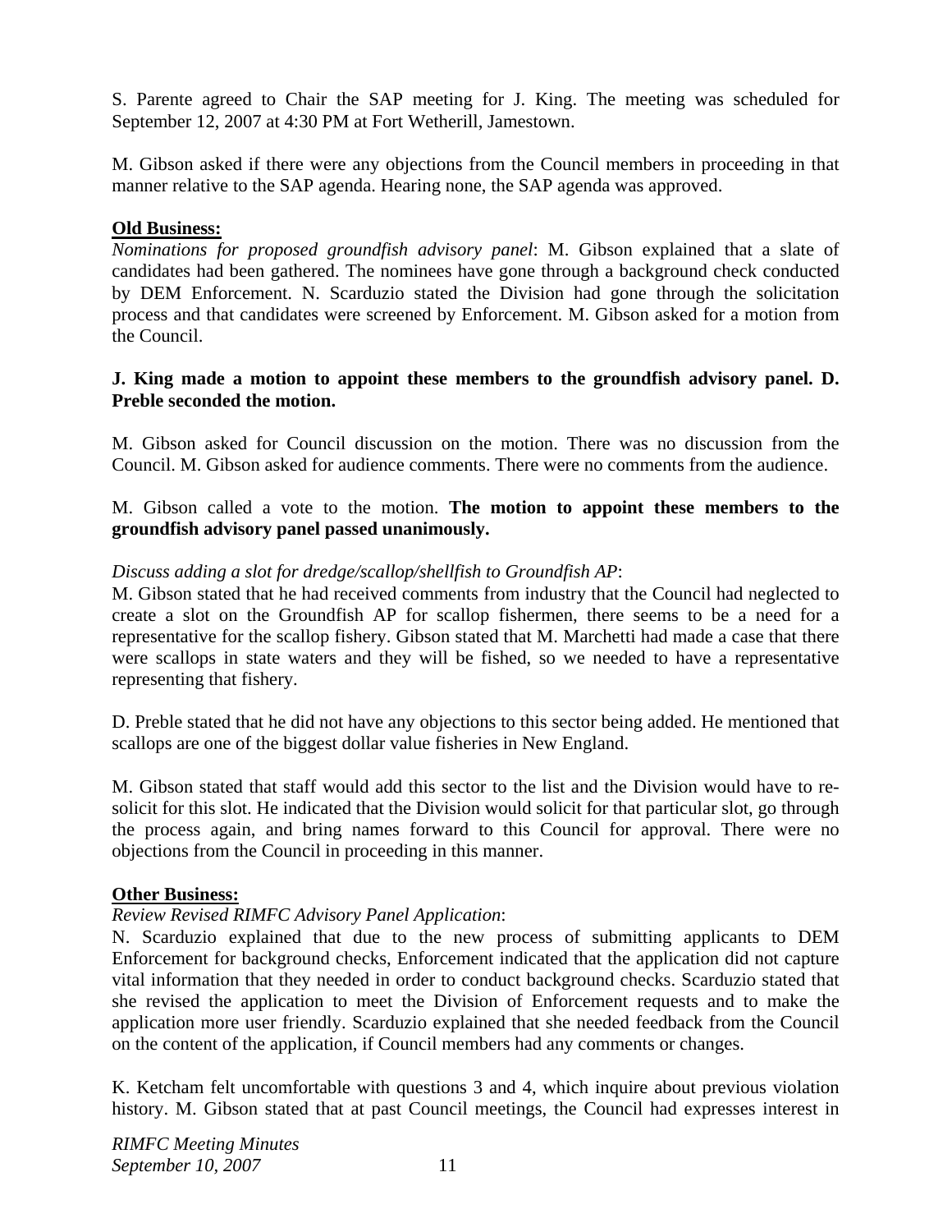S. Parente agreed to Chair the SAP meeting for J. King. The meeting was scheduled for September 12, 2007 at 4:30 PM at Fort Wetherill, Jamestown.

M. Gibson asked if there were any objections from the Council members in proceeding in that manner relative to the SAP agenda. Hearing none, the SAP agenda was approved.

**Old Business:**

*Nominations for proposed groundfish advisory panel*: M. Gibson explained that a slate of candidates had been gathered. The nominees have gone through a background check conducted by DEM Enforcement. N. Scarduzio stated the Division had gone through the solicitation process and that candidates were screened by Enforcement. M. Gibson asked for a motion from the Council.

**J. King made a motion to appoint these members to the groundfish advisory panel. D. Preble seconded the motion.**

M. Gibson asked for Council discussion on the motion. There was no discussion from the Council. M. Gibson asked for audience comments. There were no comments from the audience.

M. Gibson called a vote to the motion. **The motion to appoint these members to the groundfish advisory panel passed unanimously.**

*Discuss adding a slot for dredge/scallop/shellfish to Groundfish AP*:

M. Gibson stated that he had received comments from industry that the Council had neglected to create a slot on the Groundfish AP for scallop fishermen, there seems to be a need for a representative for the scallop fishery. Gibson stated that M. Marchetti had made a case that there were scallops in state waters and they will be fished, so we needed to have a representative representing that fishery.

D. Preble stated that he did not have any objections to this sector being added. He mentioned that scallops are one of the biggest dollar value fisheries in New England.

M. Gibson stated that staff would add this sector to the list and the Division would have to re-solicit for this slot. He indicated that the Division would solicit for that particular slot, go through the process again, and bring names forward to this Council for approval. There were no objections from the Council in proceeding in this manner.

**Other Business:**

*Review Revised RIMFC Advisory Panel Application*:

N. Scarduzio explained that due to the new process of submitting applicants to DEM Enforcement for background checks, Enforcement indicated that the application did not capture vital information that they needed in order to conduct background checks. Scarduzio stated that she revised the application to meet the Division of Enforcement requests and to make the application more user friendly. Scarduzio explained that she needed feedback from the Council on the content of the application, if Council members had any comments or changes.

K. Ketcham felt uncomfortable with questions 3 and 4, which inquire about previous violation history. M. Gibson stated that at past Council meetings, the Council had expresses interest in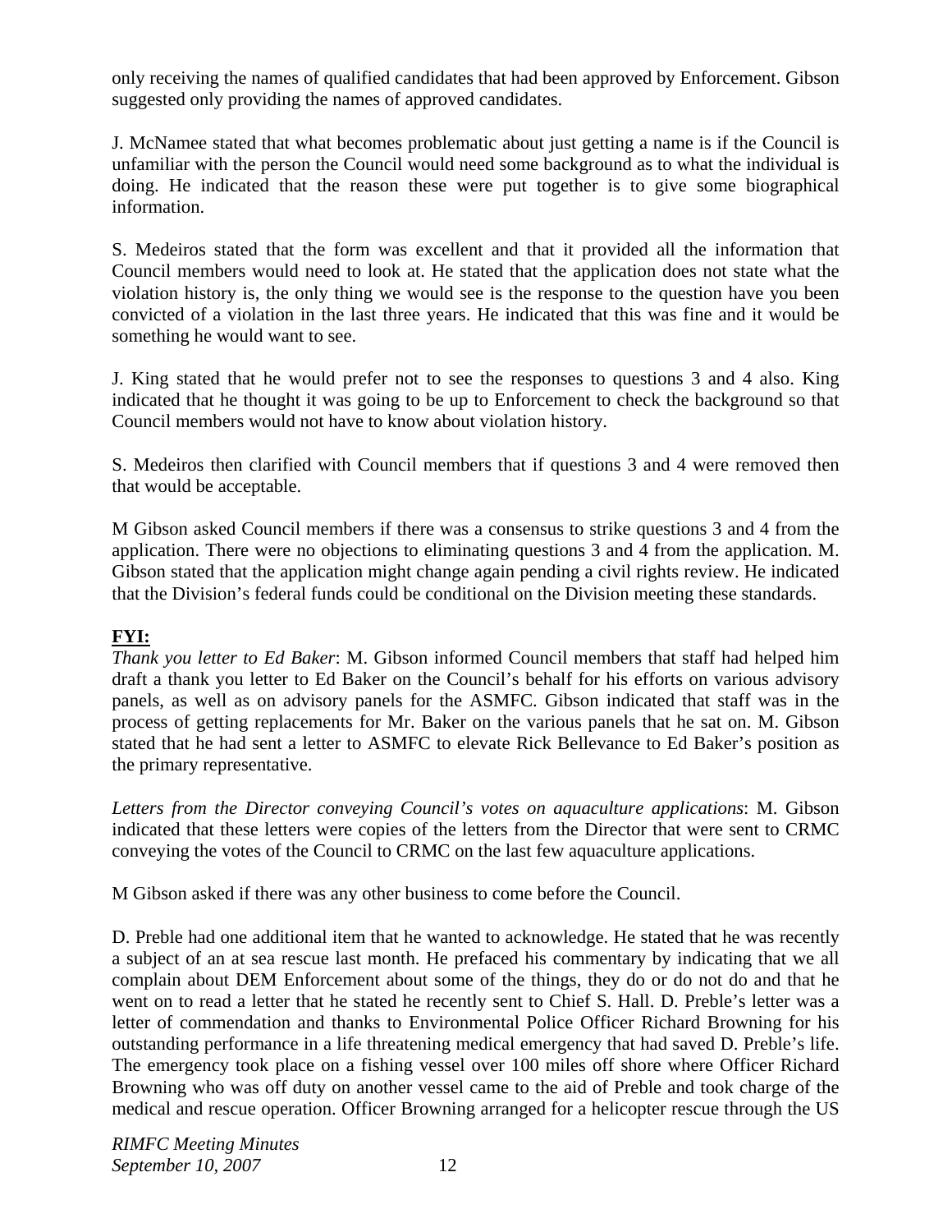only receiving the names of qualified candidates that had been approved by Enforcement. Gibson suggested only providing the names of approved candidates.

J. McNamee stated that what becomes problematic about just getting a name is if the Council is unfamiliar with the person the Council would need some background as to what the individual is doing. He indicated that the reason these were put together is to give some biographical information.

S. Medeiros stated that the form was excellent and that it provided all the information that Council members would need to look at. He stated that the application does not state what the violation history is, the only thing we would see is the response to the question have you been convicted of a violation in the last three years. He indicated that this was fine and it would be something he would want to see.

J. King stated that he would prefer not to see the responses to questions 3 and 4 also. King indicated that he thought it was going to be up to Enforcement to check the background so that Council members would not have to know about violation history.

S. Medeiros then clarified with Council members that if questions 3 and 4 were removed then that would be acceptable.

M Gibson asked Council members if there was a consensus to strike questions 3 and 4 from the application. There were no objections to eliminating questions 3 and 4 from the application. M. Gibson stated that the application might change again pending a civil rights review. He indicated that the Division's federal funds could be conditional on the Division meeting these standards.

**FYI:**

*Thank you letter to Ed Baker*: M. Gibson informed Council members that staff had helped him draft a thank you letter to Ed Baker on the Council's behalf for his efforts on various advisory panels, as well as on advisory panels for the ASMFC. Gibson indicated that staff was in the process of getting replacements for Mr. Baker on the various panels that he sat on. M. Gibson stated that he had sent a letter to ASMFC to elevate Rick Bellevance to Ed Baker's position as the primary representative.

*Letters from the Director conveying Council's votes on aquaculture applications*: M. Gibson indicated that these letters were copies of the letters from the Director that were sent to CRMC conveying the votes of the Council to CRMC on the last few aquaculture applications.

M Gibson asked if there was any other business to come before the Council.

D. Preble had one additional item that he wanted to acknowledge. He stated that he was recently a subject of an at sea rescue last month. He prefaced his commentary by indicating that we all complain about DEM Enforcement about some of the things, they do or do not do and that he went on to read a letter that he stated he recently sent to Chief S. Hall. D. Preble's letter was a letter of commendation and thanks to Environmental Police Officer Richard Browning for his outstanding performance in a life threatening medical emergency that had saved D. Preble's life. The emergency took place on a fishing vessel over 100 miles off shore where Officer Richard Browning who was off duty on another vessel came to the aid of Preble and took charge of the medical and rescue operation. Officer Browning arranged for a helicopter rescue through the US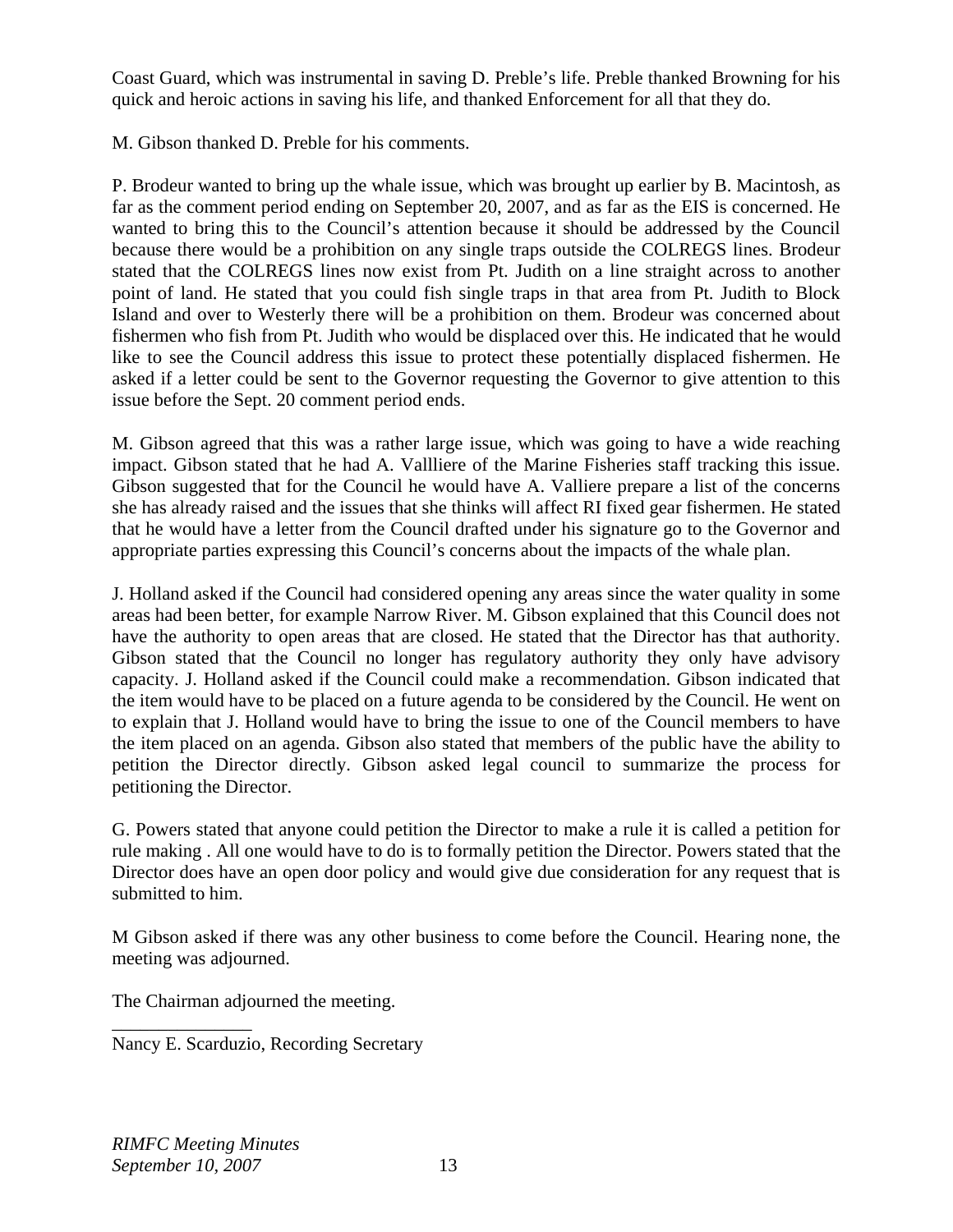Coast Guard, which was instrumental in saving D. Preble's life. Preble thanked Browning for his quick and heroic actions in saving his life, and thanked Enforcement for all that they do.

M. Gibson thanked D. Preble for his comments.

P. Brodeur wanted to bring up the whale issue, which was brought up earlier by B. Macintosh, as far as the comment period ending on September 20, 2007, and as far as the EIS is concerned. He wanted to bring this to the Council's attention because it should be addressed by the Council because there would be a prohibition on any single traps outside the COLREGS lines. Brodeur stated that the COLREGS lines now exist from Pt. Judith on a line straight across to another point of land. He stated that you could fish single traps in that area from Pt. Judith to Block Island and over to Westerly there will be a prohibition on them. Brodeur was concerned about fishermen who fish from Pt. Judith who would be displaced over this. He indicated that he would like to see the Council address this issue to protect these potentially displaced fishermen. He asked if a letter could be sent to the Governor requesting the Governor to give attention to this issue before the Sept. 20 comment period ends.

M. Gibson agreed that this was a rather large issue, which was going to have a wide reaching impact. Gibson stated that he had A. Vallliere of the Marine Fisheries staff tracking this issue. Gibson suggested that for the Council he would have A. Valliere prepare a list of the concerns she has already raised and the issues that she thinks will affect RI fixed gear fishermen. He stated that he would have a letter from the Council drafted under his signature go to the Governor and appropriate parties expressing this Council's concerns about the impacts of the whale plan.

J. Holland asked if the Council had considered opening any areas since the water quality in some areas had been better, for example Narrow River. M. Gibson explained that this Council does not have the authority to open areas that are closed. He stated that the Director has that authority. Gibson stated that the Council no longer has regulatory authority they only have advisory capacity. J. Holland asked if the Council could make a recommendation. Gibson indicated that the item would have to be placed on a future agenda to be considered by the Council. He went on to explain that J. Holland would have to bring the issue to one of the Council members to have the item placed on an agenda. Gibson also stated that members of the public have the ability to petition the Director directly. Gibson asked legal council to summarize the process for petitioning the Director.

G. Powers stated that anyone could petition the Director to make a rule it is called a petition for rule making . All one would have to do is to formally petition the Director. Powers stated that the Director does have an open door policy and would give due consideration for any request that is submitted to him.

M Gibson asked if there was any other business to come before the Council. Hearing none, the meeting was adjourned.

The Chairman adjourned the meeting.

_______________

Nancy E. Scarduzio, Recording Secretary